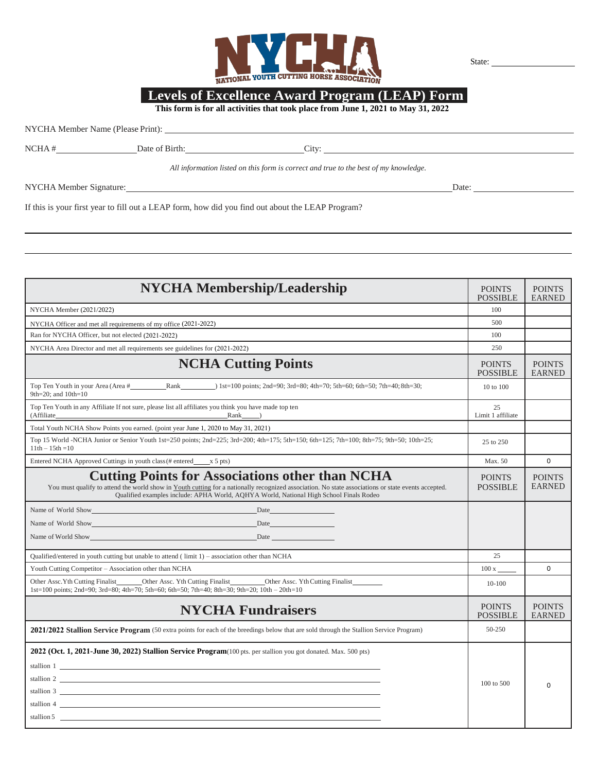NATIONAL YOUTH CUTTING HORSE ASSOCIATION

State: ____________

# Levels of Excellence Award Program (LEAP) Form

**This form is for all activities that took place from June 1, 2021 to May 31, 2022**

NYCHA Member Name (Please Print): ____________

NCHA # ____________ Date of Birth: ____________ City: ____________

*All information listed on this form is correct and true to the best of my knowledge.*

NYCHA Member Signature: ____________ Date: ____________

If this is your first year to fill out a LEAP form, how did you find out about the LEAP Program?

____________

____________

| NYCHA Membership/Leadership | POINTS POSSIBLE | POINTS EARNED |
|---|---|---|
| NYCHA Member (2021/2022) | 100 | |
| NYCHA Officer and met all requirements of my office (2021-2022) | 500 | |
| Ran for NYCHA Officer, but not elected (2021-2022) | 100 | |
| NYCHA Area Director and met all requirements see guidelines for (2021-2022) | 250 | |
| **NCHA Cutting Points** | POINTS POSSIBLE | POINTS EARNED |
| Top Ten Youth in your Area (Area #________ Rank________) 1st=100 points; 2nd=90; 3rd=80; 4th=70; 5th=60; 6th=50; 7th=40; 8th=30; 9th=20; and 10th=10 | 10 to 100 | |
| Top Ten Youth in any Affiliate If not sure, please list all affiliates you think you have made top ten (Affiliate________ Rank____) | 25 Limit 1 affiliate | |
| Total Youth NCHA Show Points you earned. (point year June 1, 2020 to May 31, 2021) | | |
| Top 15 World -NCHA Junior or Senior Youth 1st=250 points; 2nd=225; 3rd=200; 4th=175; 5th=150; 6th=125; 7th=100; 8th=75; 9th=50; 10th=25; 11th – 15th =10 | 25 to 250 | |
| Entered NCHA Approved Cuttings in youth class (# entered____ x 5 pts) | Max. 50 | 0 |
| **Cutting Points for Associations other than NCHA** You must qualify to attend the world show in Youth cutting for a nationally recognized association. No state associations or state events accepted. Qualified examples include: APHA World, AQHYA World, National High School Finals Rodeo | POINTS POSSIBLE | POINTS EARNED |
| Name of World Show________ Date________<br>Name of World Show________ Date________<br>Name of World Show________ Date________ | | |
| Qualified/entered in youth cutting but unable to attend ( limit 1) – association other than NCHA | 25 | |
| Youth Cutting Competitor – Association other than NCHA | 100 x ____ | 0 |
| Other Assc.Yth Cutting Finalist______ Other Assc. Yth Cutting Finalist______ Other Assc. Yth Cutting Finalist______ 1st=100 points; 2nd=90; 3rd=80; 4th=70; 5th=60; 6th=50; 7th=40; 8th=30; 9th=20; 10th – 20th=10 | 10-100 | |
| **NYCHA Fundraisers** | POINTS POSSIBLE | POINTS EARNED |
| **2021/2022 Stallion Service Program** (50 extra points for each of the breedings below that are sold through the Stallion Service Program) | 50-250 | |
| **2022 (Oct. 1, 2021-June 30, 2022) Stallion Service Program**(100 pts. per stallion you got donated. Max. 500 pts)<br>stallion 1 ________<br>stallion 2 ________<br>stallion 3 ________<br>stallion 4 ________<br>stallion 5 ________ | 100 to 500 | 0 |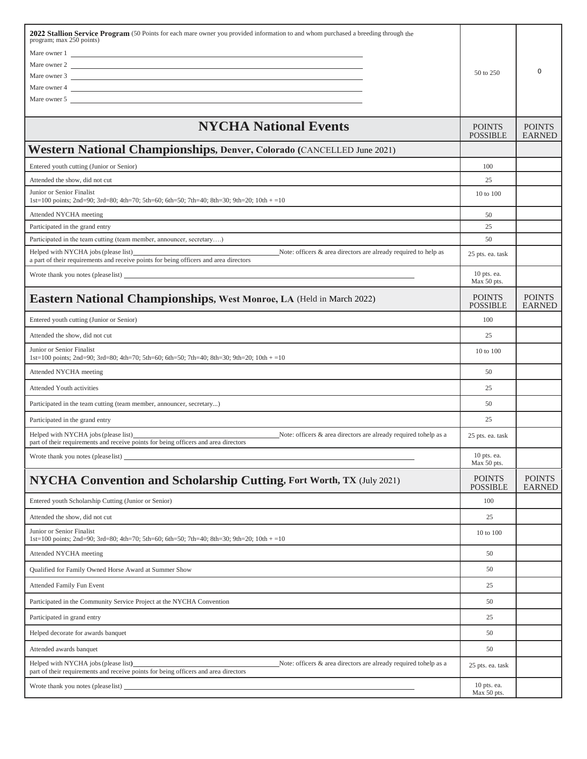| **2022 Stallion Service Program** (50 Points for each mare owner you provided information to and whom purchased a breeding through the program; max 250 points)<br>Mare owner 1 ______<br>Mare owner 2 ______<br>Mare owner 3 ______<br>Mare owner 4 ______<br>Mare owner 5 ______ | 50 to 250 | 0 |
|---|---|---|

| **NYCHA National Events** | POINTS POSSIBLE | POINTS EARNED |
|---|---|---|
| **Western National Championships, Denver, Colorado (**CANCELLED June 2021) | | |
| Entered youth cutting (Junior or Senior) | 100 | |
| Attended the show, did not cut | 25 | |
| Junior or Senior Finalist<br>1st=100 points; 2nd=90; 3rd=80; 4th=70; 5th=60; 6th=50; 7th=40; 8th=30; 9th=20; 10th + =10 | 10 to 100 | |
| Attended NYCHA meeting | 50 | |
| Participated in the grand entry | 25 | |
| Participated in the team cutting (team member, announcer, secretary….) | 50 | |
| Helped with NYCHA jobs (please list)______ Note: officers & area directors are already required to help as a part of their requirements and receive points for being officers and area directors | 25 pts. ea. task | |
| Wrote thank you notes (please list) ______ | 10 pts. ea. Max 50 pts. | |
| **Eastern National Championships, West Monroe, LA** (Held in March 2022) | POINTS POSSIBLE | POINTS EARNED |
| Entered youth cutting (Junior or Senior) | 100 | |
| Attended the show, did not cut | 25 | |
| Junior or Senior Finalist<br>1st=100 points; 2nd=90; 3rd=80; 4th=70; 5th=60; 6th=50; 7th=40; 8th=30; 9th=20; 10th + =10 | 10 to 100 | |
| Attended NYCHA meeting | 50 | |
| Attended Youth activities | 25 | |
| Participated in the team cutting (team member, announcer, secretary...) | 50 | |
| Participated in the grand entry | 25 | |
| Helped with NYCHA jobs (please list)______ Note: officers & area directors are already required tohelp as a part of their requirements and receive points for being officers and area directors | 25 pts. ea. task | |
| Wrote thank you notes (please list) ______ | 10 pts. ea. Max 50 pts. | |
| **NYCHA Convention and Scholarship Cutting, Fort Worth, TX** (July 2021) | POINTS POSSIBLE | POINTS EARNED |
| Entered youth Scholarship Cutting (Junior or Senior) | 100 | |
| Attended the show, did not cut | 25 | |
| Junior or Senior Finalist<br>1st=100 points; 2nd=90; 3rd=80; 4th=70; 5th=60; 6th=50; 7th=40; 8th=30; 9th=20; 10th + =10 | 10 to 100 | |
| Attended NYCHA meeting | 50 | |
| Qualified for Family Owned Horse Award at Summer Show | 50 | |
| Attended Family Fun Event | 25 | |
| Participated in the Community Service Project at the NYCHA Convention | 50 | |
| Participated in grand entry | 25 | |
| Helped decorate for awards banquet | 50 | |
| Attended awards banquet | 50 | |
| Helped with NYCHA jobs (please list)______ Note: officers & area directors are already required tohelp as a part of their requirements and receive points for being officers and area directors | 25 pts. ea. task | |
| Wrote thank you notes (please list) ______ | 10 pts. ea. Max 50 pts. | |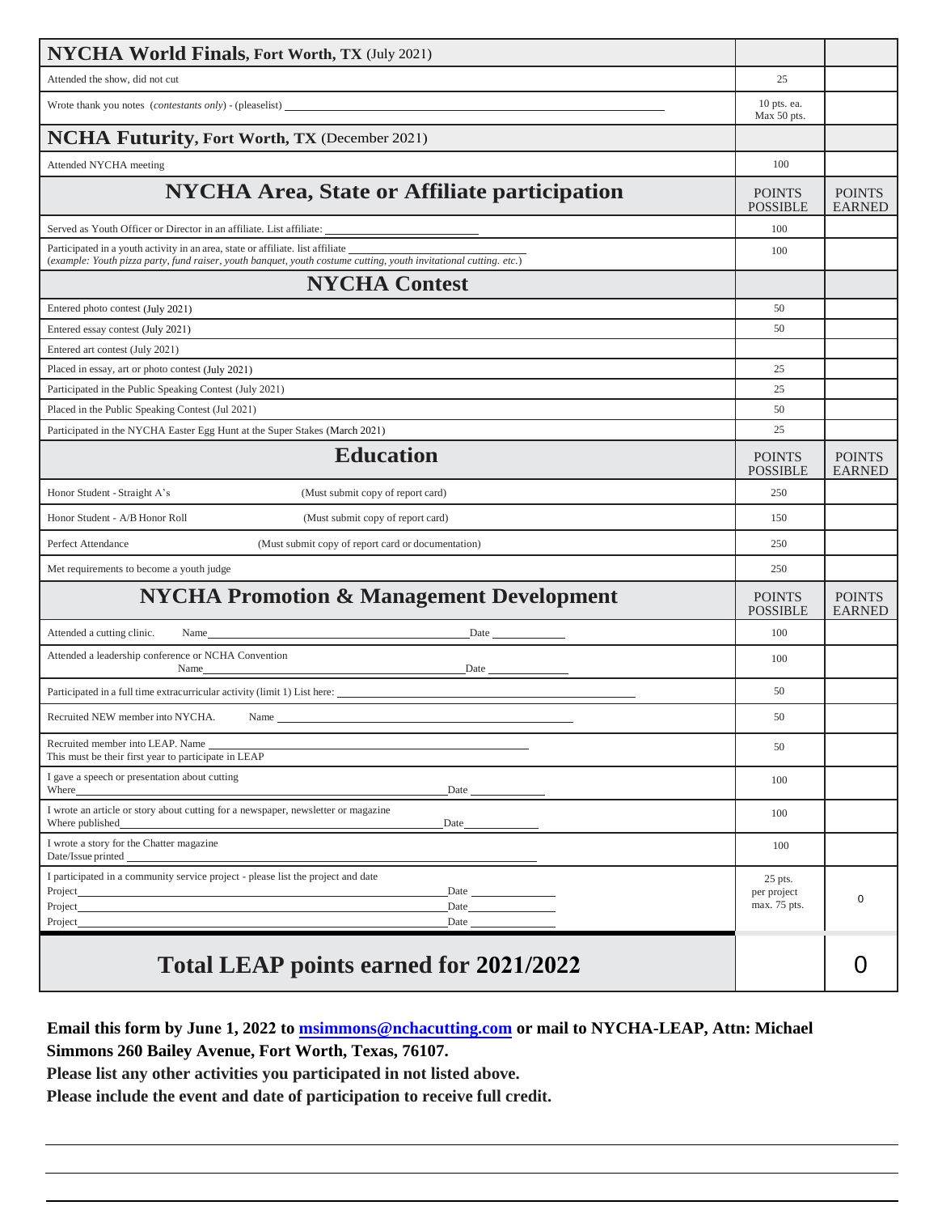| | | |
|---|---|---|
| **NYCHA World Finals, Fort Worth, TX** (July 2021) | | |
| Attended the show, did not cut | 25 | |
| Wrote thank you notes (*contestants only*) - (pleaselist) ______ | 10 pts. ea. Max 50 pts. | |
| **NCHA Futurity, Fort Worth, TX** (December 2021) | | |
| Attended NYCHA meeting | 100 | |
| **NYCHA Area, State or Affiliate participation** | POINTS POSSIBLE | POINTS EARNED |
| Served as Youth Officer or Director in an affiliate. List affiliate: ______ | 100 | |
| Participated in a youth activity in an area, state or affiliate. list affiliate ______ (*example: Youth pizza party, fund raiser, youth banquet, youth costume cutting, youth invitational cutting. etc.*) | 100 | |
| **NYCHA Contest** | | |
| Entered photo contest (July 2021) | 50 | |
| Entered essay contest (July 2021) | 50 | |
| Entered art contest (July 2021) | | |
| Placed in essay, art or photo contest (July 2021) | 25 | |
| Participated in the Public Speaking Contest (July 2021) | 25 | |
| Placed in the Public Speaking Contest (Jul 2021) | 50 | |
| Participated in the NYCHA Easter Egg Hunt at the Super Stakes (March 2021) | 25 | |
| **Education** | POINTS POSSIBLE | POINTS EARNED |
| Honor Student - Straight A's (Must submit copy of report card) | 250 | |
| Honor Student - A/B Honor Roll (Must submit copy of report card) | 150 | |
| Perfect Attendance (Must submit copy of report card or documentation) | 250 | |
| Met requirements to become a youth judge | 250 | |
| **NYCHA Promotion & Management Development** | POINTS POSSIBLE | POINTS EARNED |
| Attended a cutting clinic. Name ______ Date ______ | 100 | |
| Attended a leadership conference or NCHA Convention Name ______ Date ______ | 100 | |
| Participated in a full time extracurricular activity (limit 1) List here: ______ | 50 | |
| Recruited NEW member into NYCHA. Name ______ | 50 | |
| Recruited member into LEAP. Name ______ This must be their first year to participate in LEAP | 50 | |
| I gave a speech or presentation about cutting Where ______ Date ______ | 100 | |
| I wrote an article or story about cutting for a newspaper, newsletter or magazine Where published ______ Date ______ | 100 | |
| I wrote a story for the Chatter magazine Date/Issue printed ______ | 100 | |
| I participated in a community service project - please list the project and date Project ______ Date ______ Project ______ Date ______ Project ______ Date ______ | 25 pts. per project max. 75 pts. | 0 |
| **Total LEAP points earned for 2021/2022** | | 0 |

**Email this form by June 1, 2022 to msimmons@nchacutting.com or mail to NYCHA-LEAP, Attn: Michael Simmons 260 Bailey Avenue, Fort Worth, Texas, 76107.**

**Please list any other activities you participated in not listed above.**

**Please include the event and date of participation to receive full credit.**

______

______

______